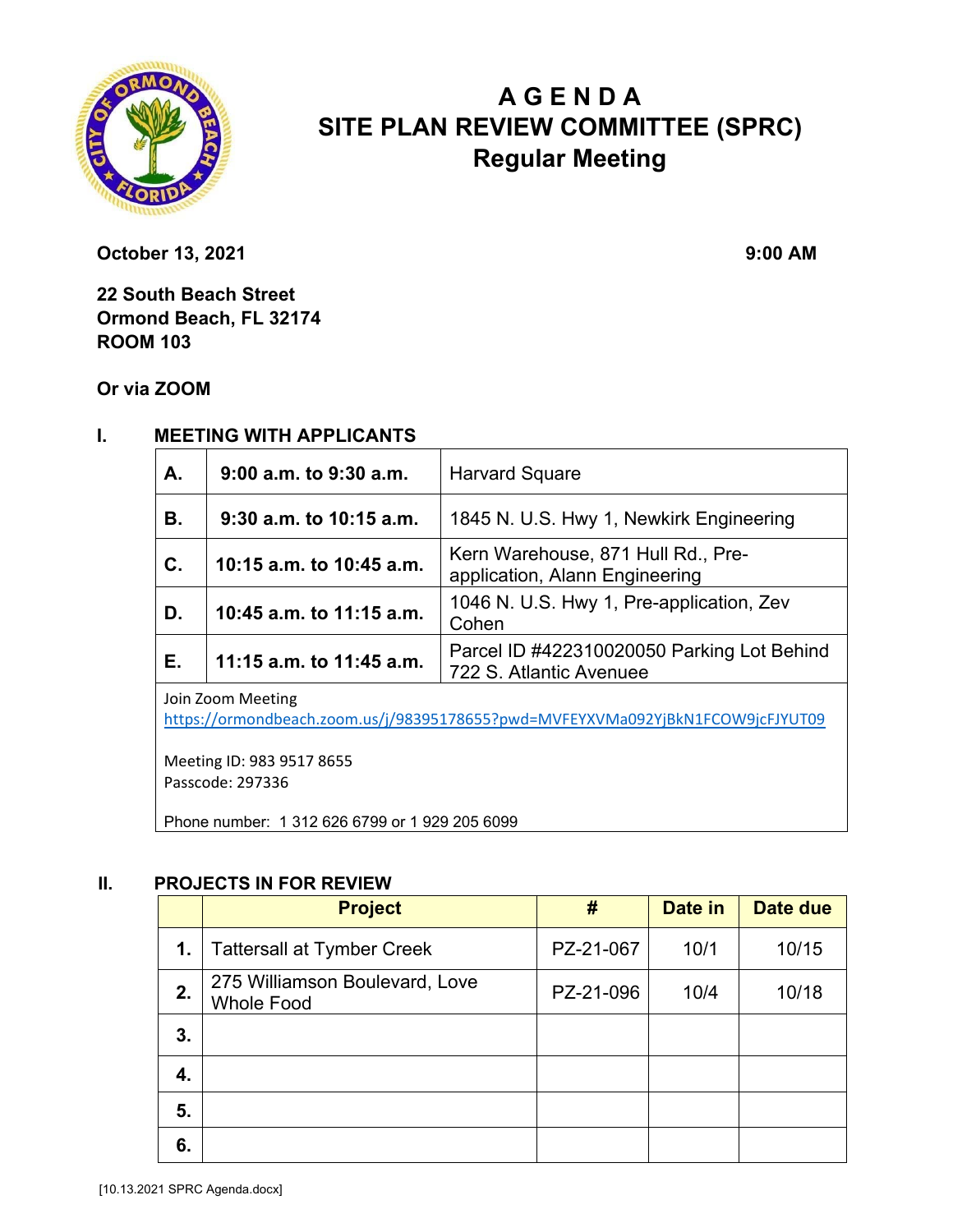# AGENDA
# SITE PLAN REVIEW COMMITTEE (SPRC)
## Regular Meeting

**October 13, 2021** **9:00 AM**

**22 South Beach Street**
**Ormond Beach, FL 32174**
**ROOM 103**

**Or via ZOOM**

## I. MEETING WITH APPLICANTS

| | | |
|---|---|---|
| **A.** | **9:00 a.m. to 9:30 a.m.** | Harvard Square |
| **B.** | **9:30 a.m. to 10:15 a.m.** | 1845 N. U.S. Hwy 1, Newkirk Engineering |
| **C.** | **10:15 a.m. to 10:45 a.m.** | Kern Warehouse, 871 Hull Rd., Pre-application, Alann Engineering |
| **D.** | **10:45 a.m. to 11:15 a.m.** | 1046 N. U.S. Hwy 1, Pre-application, Zev Cohen |
| **E.** | **11:15 a.m. to 11:45 a.m.** | Parcel ID #422310020050 Parking Lot Behind 722 S. Atlantic Avenuee |

Join Zoom Meeting
https://ormondbeach.zoom.us/j/98395178655?pwd=MVFEYXVMa092YjBkN1FCOW9jcFJYUT09

Meeting ID: 983 9517 8655
Passcode: 297336

Phone number: 1 312 626 6799 or 1 929 205 6099

## II. PROJECTS IN FOR REVIEW

| | Project | # | Date in | Date due |
|---|---|---|---|---|
| **1.** | Tattersall at Tymber Creek | PZ-21-067 | 10/1 | 10/15 |
| **2.** | 275 Williamson Boulevard, Love Whole Food | PZ-21-096 | 10/4 | 10/18 |
| **3.** | | | | |
| **4.** | | | | |
| **5.** | | | | |
| **6.** | | | | |

[10.13.2021 SPRC Agenda.docx]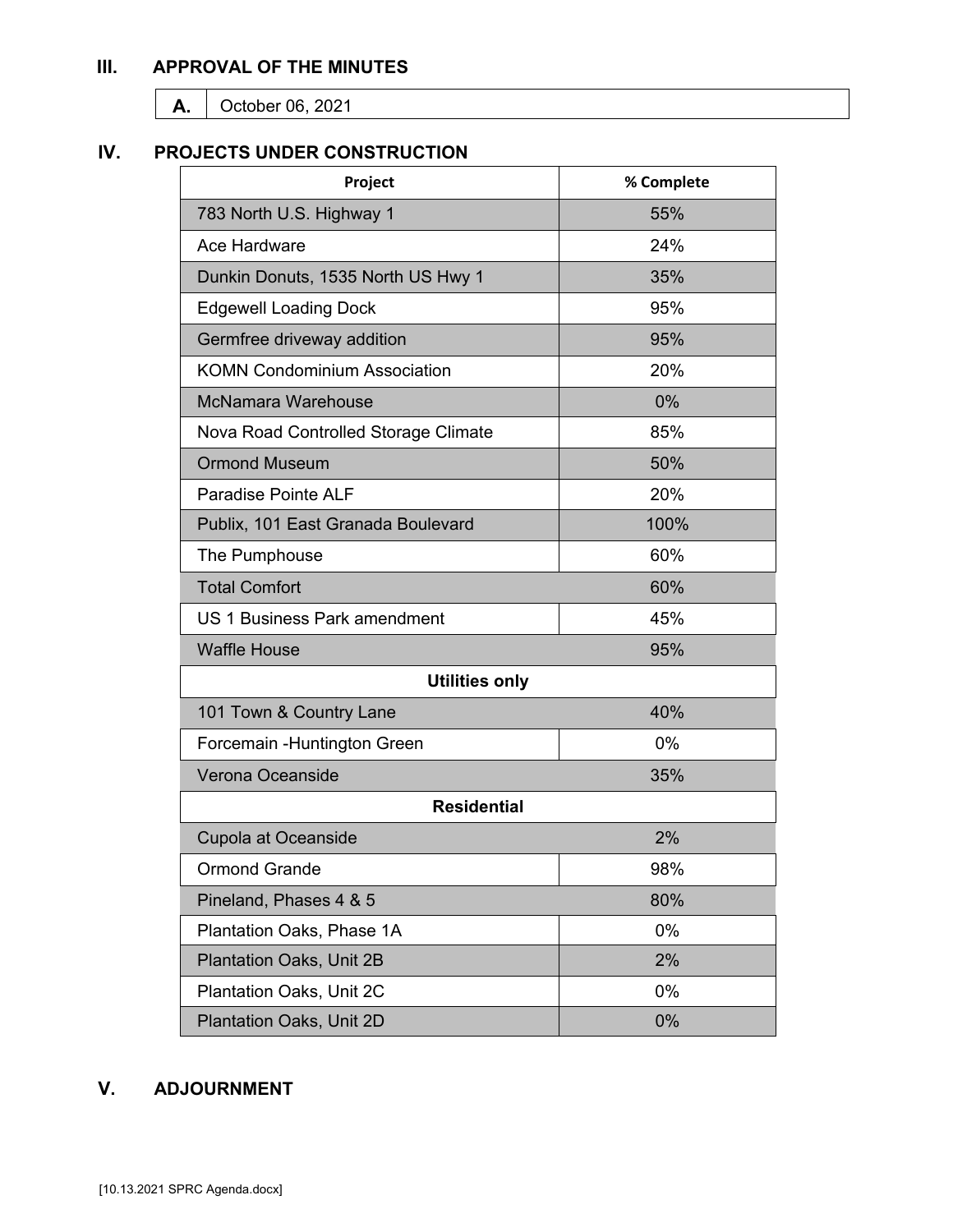## III. APPROVAL OF THE MINUTES

| | |
|---|---|
| **A.** | October 06, 2021 |

## IV. PROJECTS UNDER CONSTRUCTION

| Project | % Complete |
|---|---|
| 783 North U.S. Highway 1 | 55% |
| Ace Hardware | 24% |
| Dunkin Donuts, 1535 North US Hwy 1 | 35% |
| Edgewell Loading Dock | 95% |
| Germfree driveway addition | 95% |
| KOMN Condominium Association | 20% |
| McNamara Warehouse | 0% |
| Nova Road Controlled Storage Climate | 85% |
| Ormond Museum | 50% |
| Paradise Pointe ALF | 20% |
| Publix, 101 East Granada Boulevard | 100% |
| The Pumphouse | 60% |
| Total Comfort | 60% |
| US 1 Business Park amendment | 45% |
| Waffle House | 95% |
| **Utilities only** | |
| 101 Town & Country Lane | 40% |
| Forcemain -Huntington Green | 0% |
| Verona Oceanside | 35% |
| **Residential** | |
| Cupola at Oceanside | 2% |
| Ormond Grande | 98% |
| Pineland, Phases 4 & 5 | 80% |
| Plantation Oaks, Phase 1A | 0% |
| Plantation Oaks, Unit 2B | 2% |
| Plantation Oaks, Unit 2C | 0% |
| Plantation Oaks, Unit 2D | 0% |

## V. ADJOURNMENT

[10.13.2021 SPRC Agenda.docx]